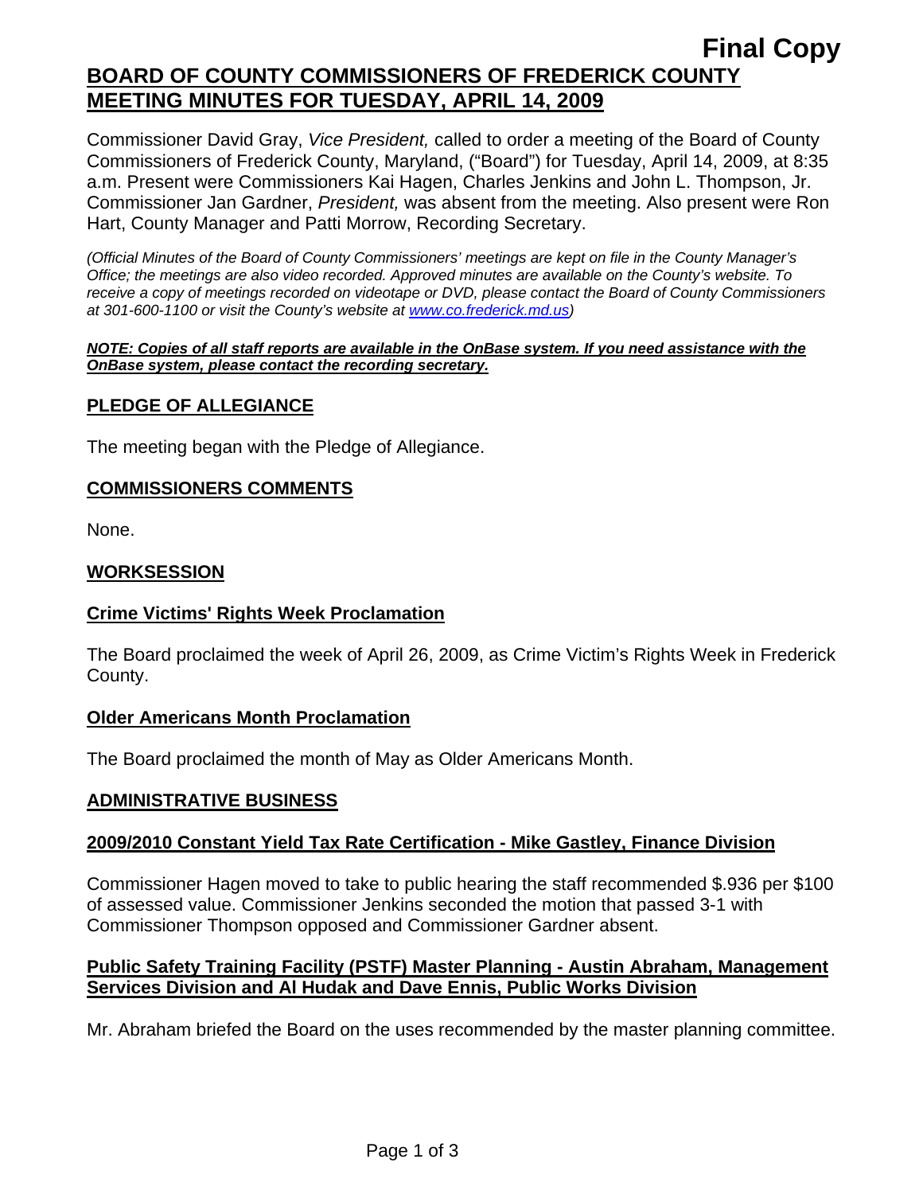**Final Copy**

# BOARD OF COUNTY COMMISSIONERS OF FREDERICK COUNTY MEETING MINUTES FOR TUESDAY, APRIL 14, 2009

Commissioner David Gray, *Vice President,* called to order a meeting of the Board of County Commissioners of Frederick County, Maryland, ("Board") for Tuesday, April 14, 2009, at 8:35 a.m. Present were Commissioners Kai Hagen, Charles Jenkins and John L. Thompson, Jr. Commissioner Jan Gardner, *President,* was absent from the meeting. Also present were Ron Hart, County Manager and Patti Morrow, Recording Secretary.

*(Official Minutes of the Board of County Commissioners' meetings are kept on file in the County Manager's Office; the meetings are also video recorded. Approved minutes are available on the County's website. To receive a copy of meetings recorded on videotape or DVD, please contact the Board of County Commissioners at 301-600-1100 or visit the County's website at www.co.frederick.md.us)*

***NOTE: Copies of all staff reports are available in the OnBase system. If you need assistance with the OnBase system, please contact the recording secretary.***

## PLEDGE OF ALLEGIANCE

The meeting began with the Pledge of Allegiance.

## COMMISSIONERS COMMENTS

None.

## WORKSESSION

### Crime Victims' Rights Week Proclamation

The Board proclaimed the week of April 26, 2009, as Crime Victim's Rights Week in Frederick County.

### Older Americans Month Proclamation

The Board proclaimed the month of May as Older Americans Month.

## ADMINISTRATIVE BUSINESS

### 2009/2010 Constant Yield Tax Rate Certification - Mike Gastley, Finance Division

Commissioner Hagen moved to take to public hearing the staff recommended $.936 per $100 of assessed value. Commissioner Jenkins seconded the motion that passed 3-1 with Commissioner Thompson opposed and Commissioner Gardner absent.

### Public Safety Training Facility (PSTF) Master Planning - Austin Abraham, Management Services Division and Al Hudak and Dave Ennis, Public Works Division

Mr. Abraham briefed the Board on the uses recommended by the master planning committee.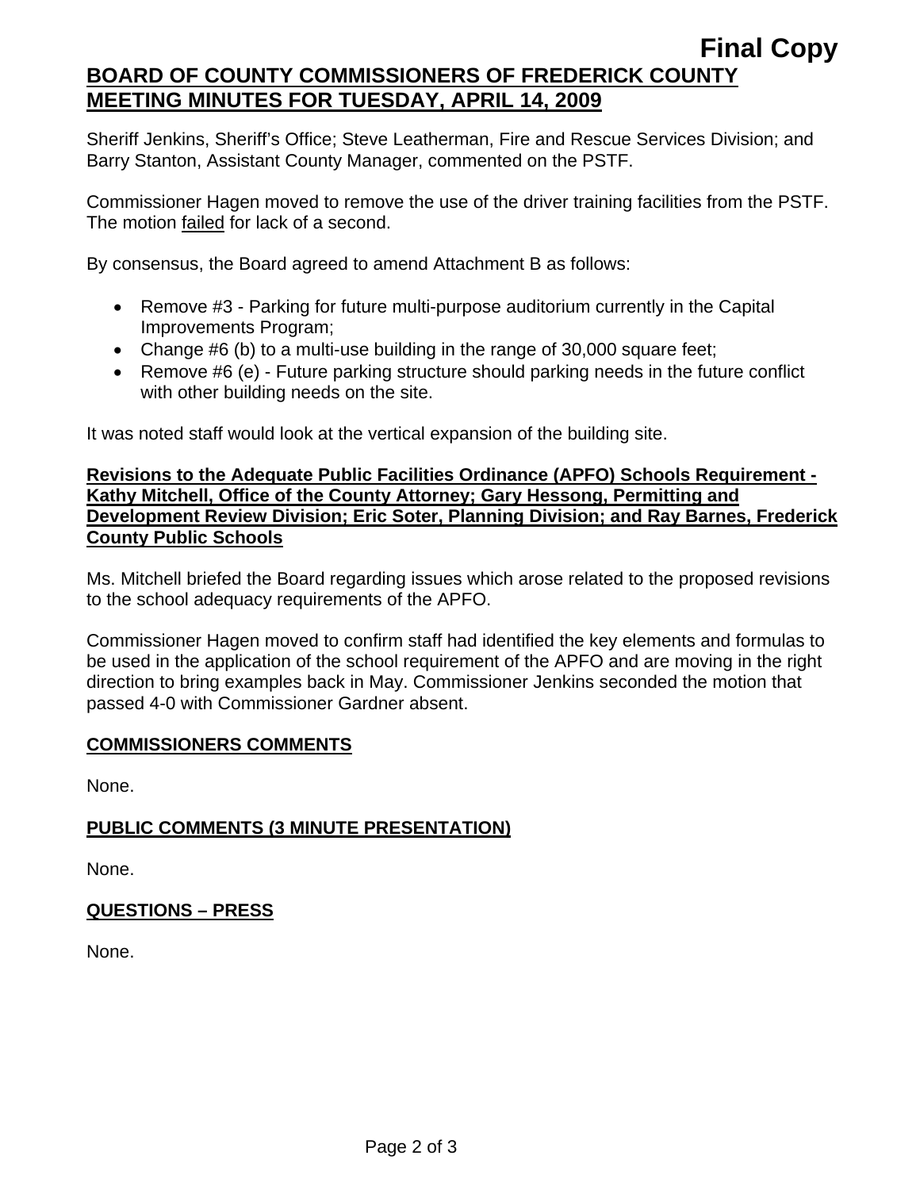Sheriff Jenkins, Sheriff's Office; Steve Leatherman, Fire and Rescue Services Division; and Barry Stanton, Assistant County Manager, commented on the PSTF.

Commissioner Hagen moved to remove the use of the driver training facilities from the PSTF. The motion failed for lack of a second.

By consensus, the Board agreed to amend Attachment B as follows:

- Remove #3 - Parking for future multi-purpose auditorium currently in the Capital Improvements Program;
- Change #6 (b) to a multi-use building in the range of 30,000 square feet;
- Remove #6 (e) - Future parking structure should parking needs in the future conflict with other building needs on the site.

It was noted staff would look at the vertical expansion of the building site.

**Revisions to the Adequate Public Facilities Ordinance (APFO) Schools Requirement - Kathy Mitchell, Office of the County Attorney; Gary Hessong, Permitting and Development Review Division; Eric Soter, Planning Division; and Ray Barnes, Frederick County Public Schools**

Ms. Mitchell briefed the Board regarding issues which arose related to the proposed revisions to the school adequacy requirements of the APFO.

Commissioner Hagen moved to confirm staff had identified the key elements and formulas to be used in the application of the school requirement of the APFO and are moving in the right direction to bring examples back in May. Commissioner Jenkins seconded the motion that passed 4-0 with Commissioner Gardner absent.

## COMMISSIONERS COMMENTS

None.

## PUBLIC COMMENTS (3 MINUTE PRESENTATION)

None.

## QUESTIONS – PRESS

None.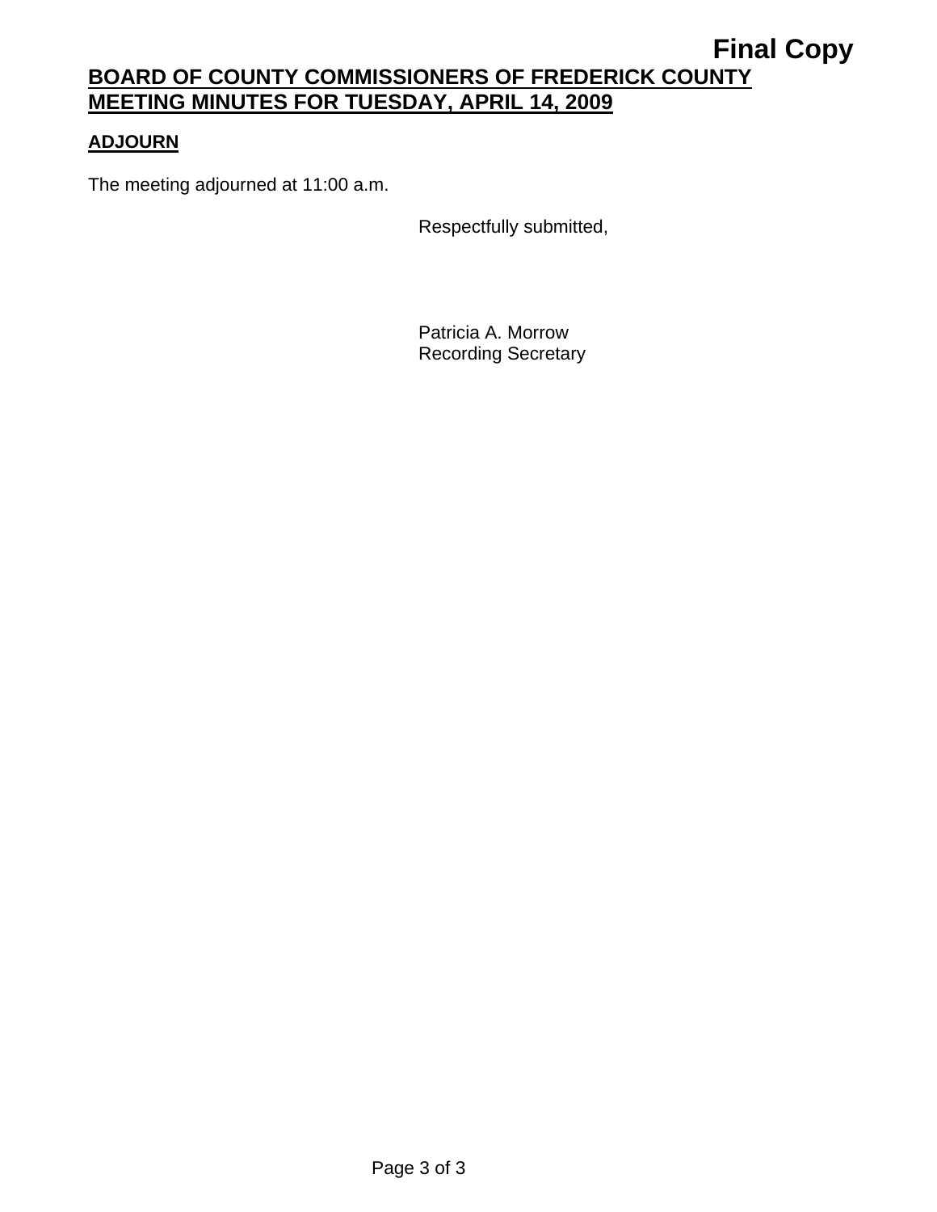## ADJOURN

The meeting adjourned at 11:00 a.m.

Respectfully submitted,

Patricia A. Morrow
Recording Secretary